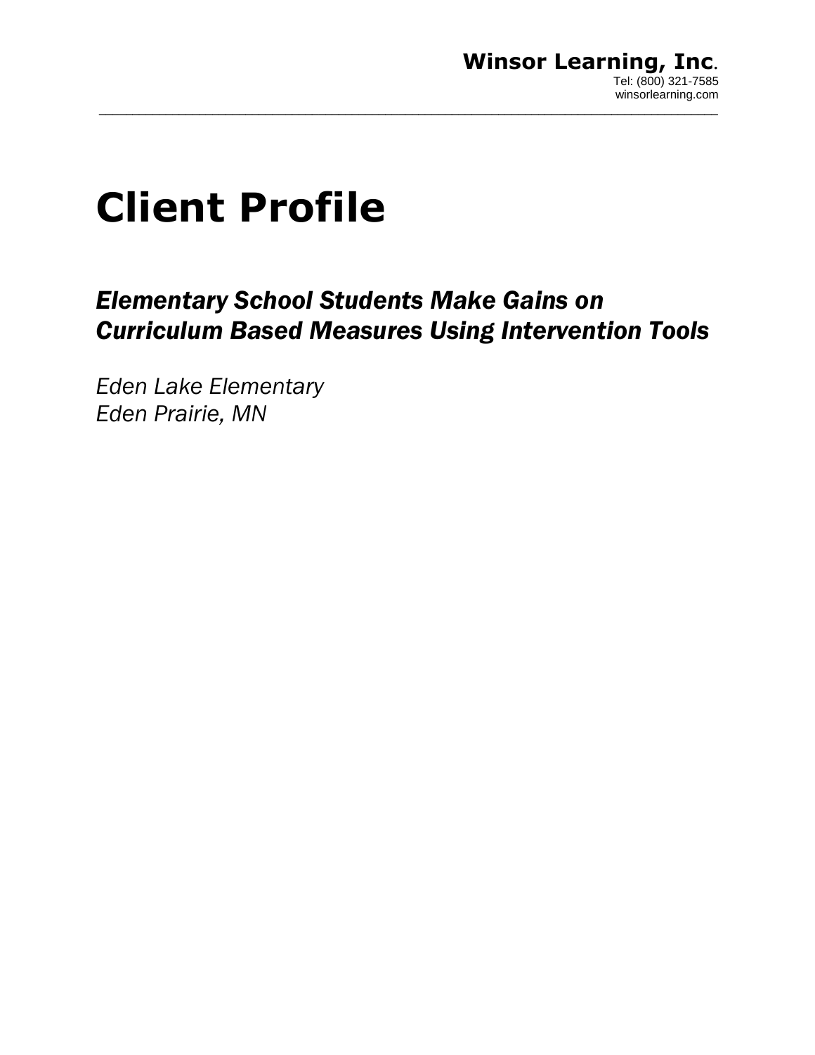**Winsor Learning, Inc.**
Tel: (800) 321-7585
winsorlearning.com

---

# Client Profile

## *Elementary School Students Make Gains on Curriculum Based Measures Using Intervention Tools*

*Eden Lake Elementary*
*Eden Prairie, MN*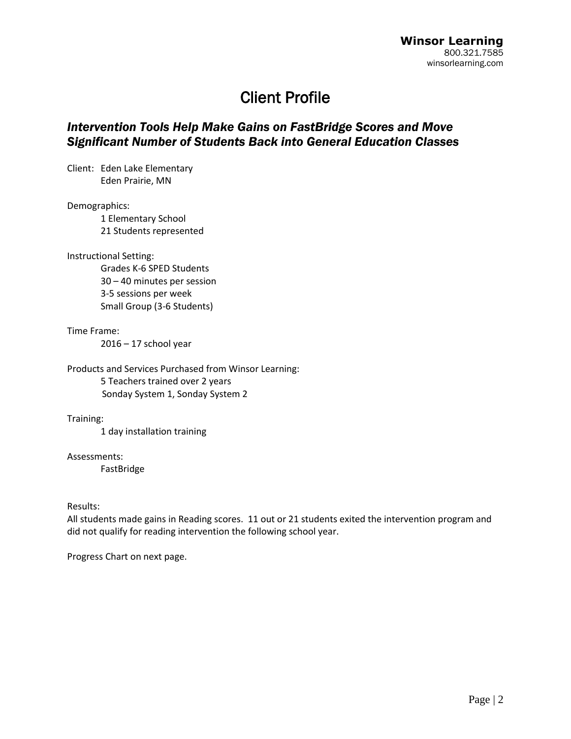**Winsor Learning**
800.321.7585
winsorlearning.com

# Client Profile

## *Intervention Tools Help Make Gains on FastBridge Scores and Move Significant Number of Students Back into General Education Classes*

Client: Eden Lake Elementary
Eden Prairie, MN

Demographics:
1 Elementary School
21 Students represented

Instructional Setting:
Grades K-6 SPED Students
30 – 40 minutes per session
3-5 sessions per week
Small Group (3-6 Students)

Time Frame:
2016 – 17 school year

Products and Services Purchased from Winsor Learning:
5 Teachers trained over 2 years
Sonday System 1, Sonday System 2

Training:
1 day installation training

Assessments:
FastBridge

Results:
All students made gains in Reading scores. 11 out or 21 students exited the intervention program and did not qualify for reading intervention the following school year.

Progress Chart on next page.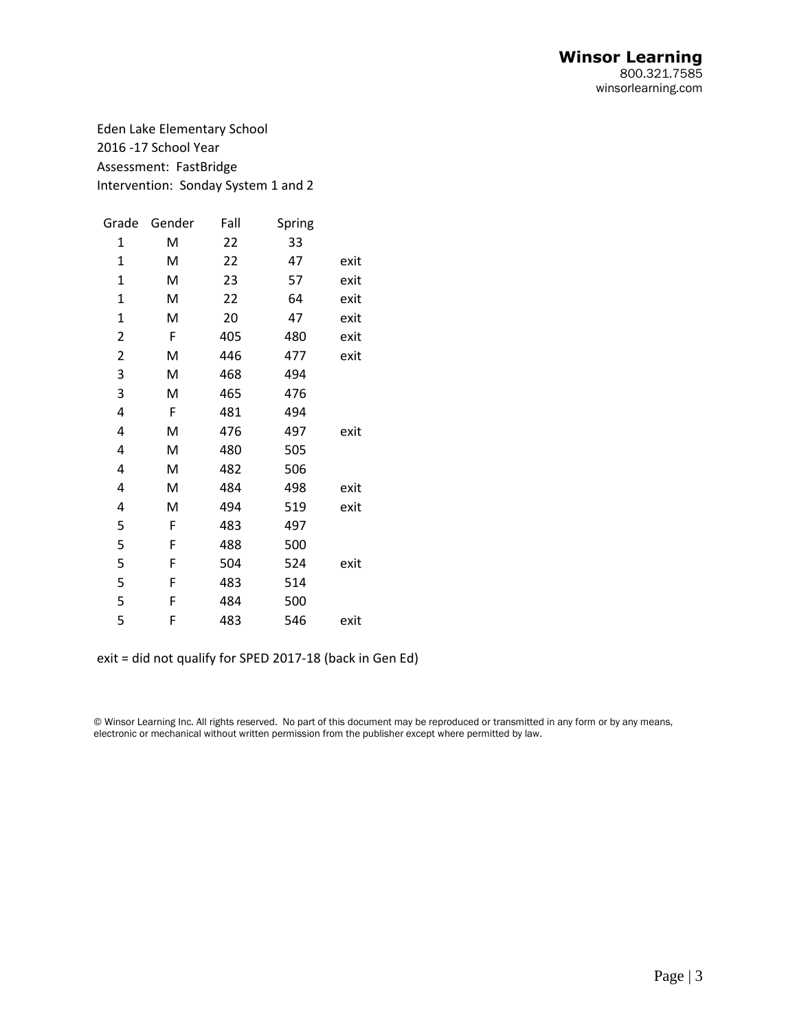Eden Lake Elementary School
2016 -17 School Year
Assessment: FastBridge
Intervention: Sonday System 1 and 2

| Grade | Gender | Fall | Spring | |
|---|---|---|---|---|
| 1 | M | 22 | 33 | |
| 1 | M | 22 | 47 | exit |
| 1 | M | 23 | 57 | exit |
| 1 | M | 22 | 64 | exit |
| 1 | M | 20 | 47 | exit |
| 2 | F | 405 | 480 | exit |
| 2 | M | 446 | 477 | exit |
| 3 | M | 468 | 494 | |
| 3 | M | 465 | 476 | |
| 4 | F | 481 | 494 | |
| 4 | M | 476 | 497 | exit |
| 4 | M | 480 | 505 | |
| 4 | M | 482 | 506 | |
| 4 | M | 484 | 498 | exit |
| 4 | M | 494 | 519 | exit |
| 5 | F | 483 | 497 | |
| 5 | F | 488 | 500 | |
| 5 | F | 504 | 524 | exit |
| 5 | F | 483 | 514 | |
| 5 | F | 484 | 500 | |
| 5 | F | 483 | 546 | exit |

exit = did not qualify for SPED 2017-18 (back in Gen Ed)

© Winsor Learning Inc. All rights reserved. No part of this document may be reproduced or transmitted in any form or by any means, electronic or mechanical without written permission from the publisher except where permitted by law.